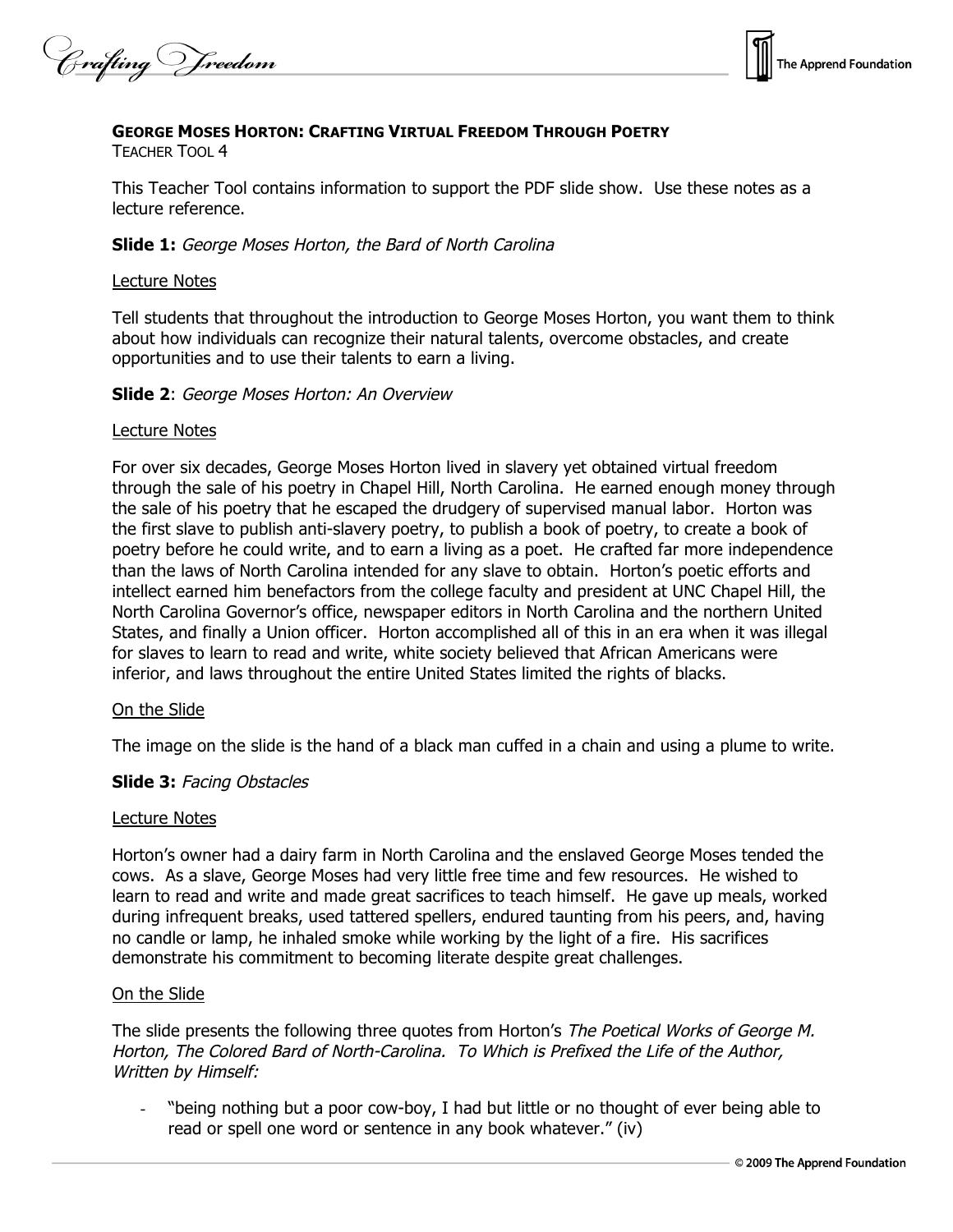## GEORGE MOSES HORTON: CRAFTING VIRTUAL FREEDOM THROUGH POETRY

TEACHER TOOL 4

This Teacher Tool contains information to support the PDF slide show. Use these notes as a lecture reference.

**Slide 1:** *George Moses Horton, the Bard of North Carolina*

Lecture Notes

Tell students that throughout the introduction to George Moses Horton, you want them to think about how individuals can recognize their natural talents, overcome obstacles, and create opportunities and to use their talents to earn a living.

**Slide 2**: *George Moses Horton: An Overview*

Lecture Notes

For over six decades, George Moses Horton lived in slavery yet obtained virtual freedom through the sale of his poetry in Chapel Hill, North Carolina. He earned enough money through the sale of his poetry that he escaped the drudgery of supervised manual labor. Horton was the first slave to publish anti-slavery poetry, to publish a book of poetry, to create a book of poetry before he could write, and to earn a living as a poet. He crafted far more independence than the laws of North Carolina intended for any slave to obtain. Horton's poetic efforts and intellect earned him benefactors from the college faculty and president at UNC Chapel Hill, the North Carolina Governor's office, newspaper editors in North Carolina and the northern United States, and finally a Union officer. Horton accomplished all of this in an era when it was illegal for slaves to learn to read and write, white society believed that African Americans were inferior, and laws throughout the entire United States limited the rights of blacks.

On the Slide

The image on the slide is the hand of a black man cuffed in a chain and using a plume to write.

**Slide 3:** *Facing Obstacles*

Lecture Notes

Horton's owner had a dairy farm in North Carolina and the enslaved George Moses tended the cows. As a slave, George Moses had very little free time and few resources. He wished to learn to read and write and made great sacrifices to teach himself. He gave up meals, worked during infrequent breaks, used tattered spellers, endured taunting from his peers, and, having no candle or lamp, he inhaled smoke while working by the light of a fire. His sacrifices demonstrate his commitment to becoming literate despite great challenges.

On the Slide

The slide presents the following three quotes from Horton's *The Poetical Works of George M. Horton, The Colored Bard of North-Carolina. To Which is Prefixed the Life of the Author, Written by Himself:*

- "being nothing but a poor cow-boy, I had but little or no thought of ever being able to read or spell one word or sentence in any book whatever." (iv)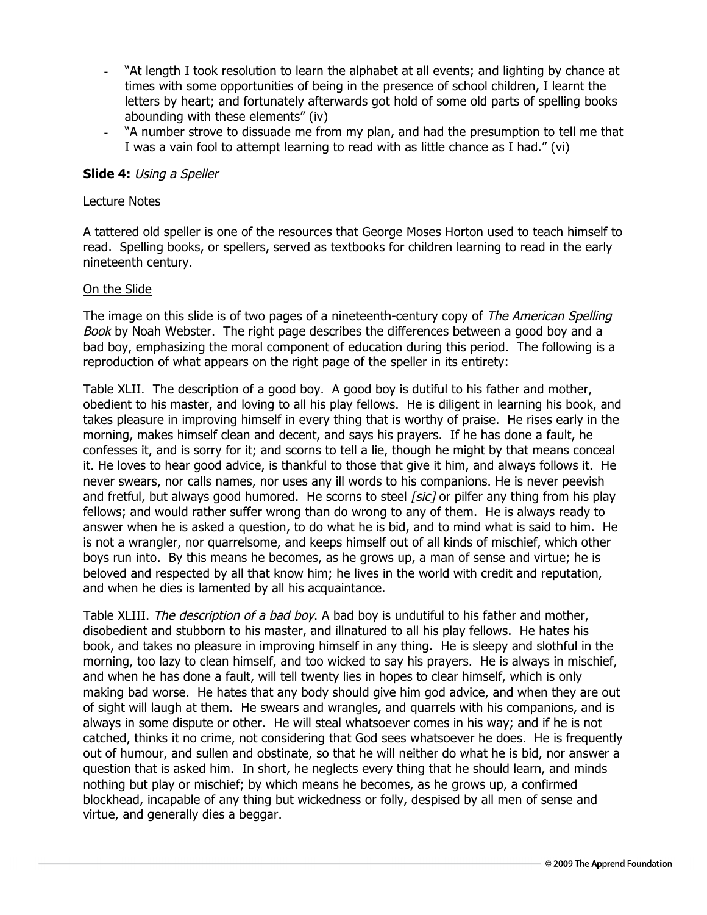- "At length I took resolution to learn the alphabet at all events; and lighting by chance at times with some opportunities of being in the presence of school children, I learnt the letters by heart; and fortunately afterwards got hold of some old parts of spelling books abounding with these elements" (iv)
- "A number strove to dissuade me from my plan, and had the presumption to tell me that I was a vain fool to attempt learning to read with as little chance as I had." (vi)

**Slide 4:** *Using a Speller*

Lecture Notes

A tattered old speller is one of the resources that George Moses Horton used to teach himself to read. Spelling books, or spellers, served as textbooks for children learning to read in the early nineteenth century.

On the Slide

The image on this slide is of two pages of a nineteenth-century copy of *The American Spelling Book* by Noah Webster. The right page describes the differences between a good boy and a bad boy, emphasizing the moral component of education during this period. The following is a reproduction of what appears on the right page of the speller in its entirety:

Table XLII. The description of a good boy. A good boy is dutiful to his father and mother, obedient to his master, and loving to all his play fellows. He is diligent in learning his book, and takes pleasure in improving himself in every thing that is worthy of praise. He rises early in the morning, makes himself clean and decent, and says his prayers. If he has done a fault, he confesses it, and is sorry for it; and scorns to tell a lie, though he might by that means conceal it. He loves to hear good advice, is thankful to those that give it him, and always follows it. He never swears, nor calls names, nor uses any ill words to his companions. He is never peevish and fretful, but always good humored. He scorns to steel *[sic]* or pilfer any thing from his play fellows; and would rather suffer wrong than do wrong to any of them. He is always ready to answer when he is asked a question, to do what he is bid, and to mind what is said to him. He is not a wrangler, nor quarrelsome, and keeps himself out of all kinds of mischief, which other boys run into. By this means he becomes, as he grows up, a man of sense and virtue; he is beloved and respected by all that know him; he lives in the world with credit and reputation, and when he dies is lamented by all his acquaintance.

Table XLIII. *The description of a bad boy*. A bad boy is undutiful to his father and mother, disobedient and stubborn to his master, and illnatured to all his play fellows. He hates his book, and takes no pleasure in improving himself in any thing. He is sleepy and slothful in the morning, too lazy to clean himself, and too wicked to say his prayers. He is always in mischief, and when he has done a fault, will tell twenty lies in hopes to clear himself, which is only making bad worse. He hates that any body should give him god advice, and when they are out of sight will laugh at them. He swears and wrangles, and quarrels with his companions, and is always in some dispute or other. He will steal whatsoever comes in his way; and if he is not catched, thinks it no crime, not considering that God sees whatsoever he does. He is frequently out of humour, and sullen and obstinate, so that he will neither do what he is bid, nor answer a question that is asked him. In short, he neglects every thing that he should learn, and minds nothing but play or mischief; by which means he becomes, as he grows up, a confirmed blockhead, incapable of any thing but wickedness or folly, despised by all men of sense and virtue, and generally dies a beggar.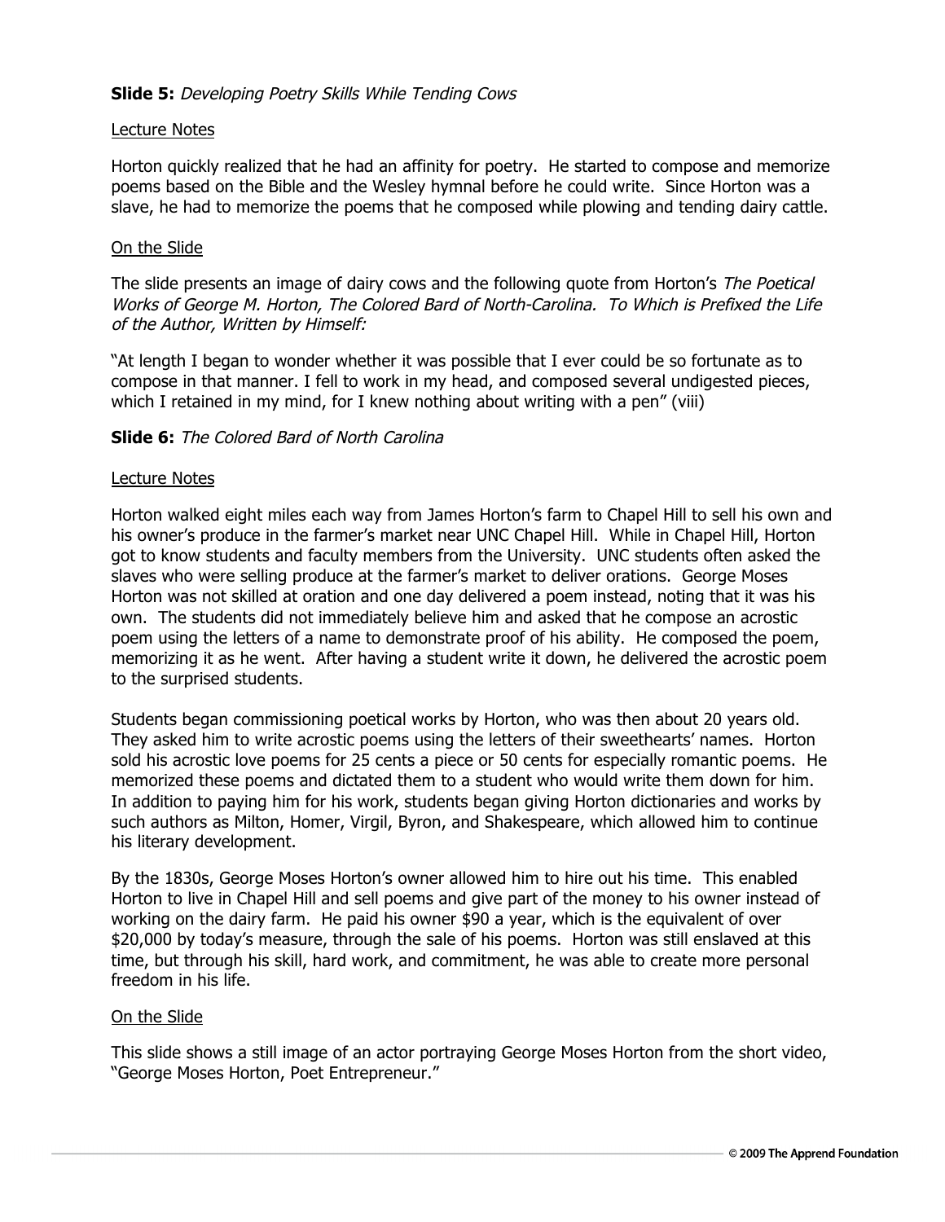**Slide 5:** *Developing Poetry Skills While Tending Cows*

<u>Lecture Notes</u>

Horton quickly realized that he had an affinity for poetry. He started to compose and memorize poems based on the Bible and the Wesley hymnal before he could write. Since Horton was a slave, he had to memorize the poems that he composed while plowing and tending dairy cattle.

<u>On the Slide</u>

The slide presents an image of dairy cows and the following quote from Horton's *The Poetical Works of George M. Horton, The Colored Bard of North-Carolina. To Which is Prefixed the Life of the Author, Written by Himself:*

"At length I began to wonder whether it was possible that I ever could be so fortunate as to compose in that manner. I fell to work in my head, and composed several undigested pieces, which I retained in my mind, for I knew nothing about writing with a pen" (viii)

**Slide 6:** *The Colored Bard of North Carolina*

<u>Lecture Notes</u>

Horton walked eight miles each way from James Horton's farm to Chapel Hill to sell his own and his owner's produce in the farmer's market near UNC Chapel Hill. While in Chapel Hill, Horton got to know students and faculty members from the University. UNC students often asked the slaves who were selling produce at the farmer's market to deliver orations. George Moses Horton was not skilled at oration and one day delivered a poem instead, noting that it was his own. The students did not immediately believe him and asked that he compose an acrostic poem using the letters of a name to demonstrate proof of his ability. He composed the poem, memorizing it as he went. After having a student write it down, he delivered the acrostic poem to the surprised students.

Students began commissioning poetical works by Horton, who was then about 20 years old. They asked him to write acrostic poems using the letters of their sweethearts' names. Horton sold his acrostic love poems for 25 cents a piece or 50 cents for especially romantic poems. He memorized these poems and dictated them to a student who would write them down for him. In addition to paying him for his work, students began giving Horton dictionaries and works by such authors as Milton, Homer, Virgil, Byron, and Shakespeare, which allowed him to continue his literary development.

By the 1830s, George Moses Horton's owner allowed him to hire out his time. This enabled Horton to live in Chapel Hill and sell poems and give part of the money to his owner instead of working on the dairy farm. He paid his owner $90 a year, which is the equivalent of over $20,000 by today's measure, through the sale of his poems. Horton was still enslaved at this time, but through his skill, hard work, and commitment, he was able to create more personal freedom in his life.

<u>On the Slide</u>

This slide shows a still image of an actor portraying George Moses Horton from the short video, "George Moses Horton, Poet Entrepreneur."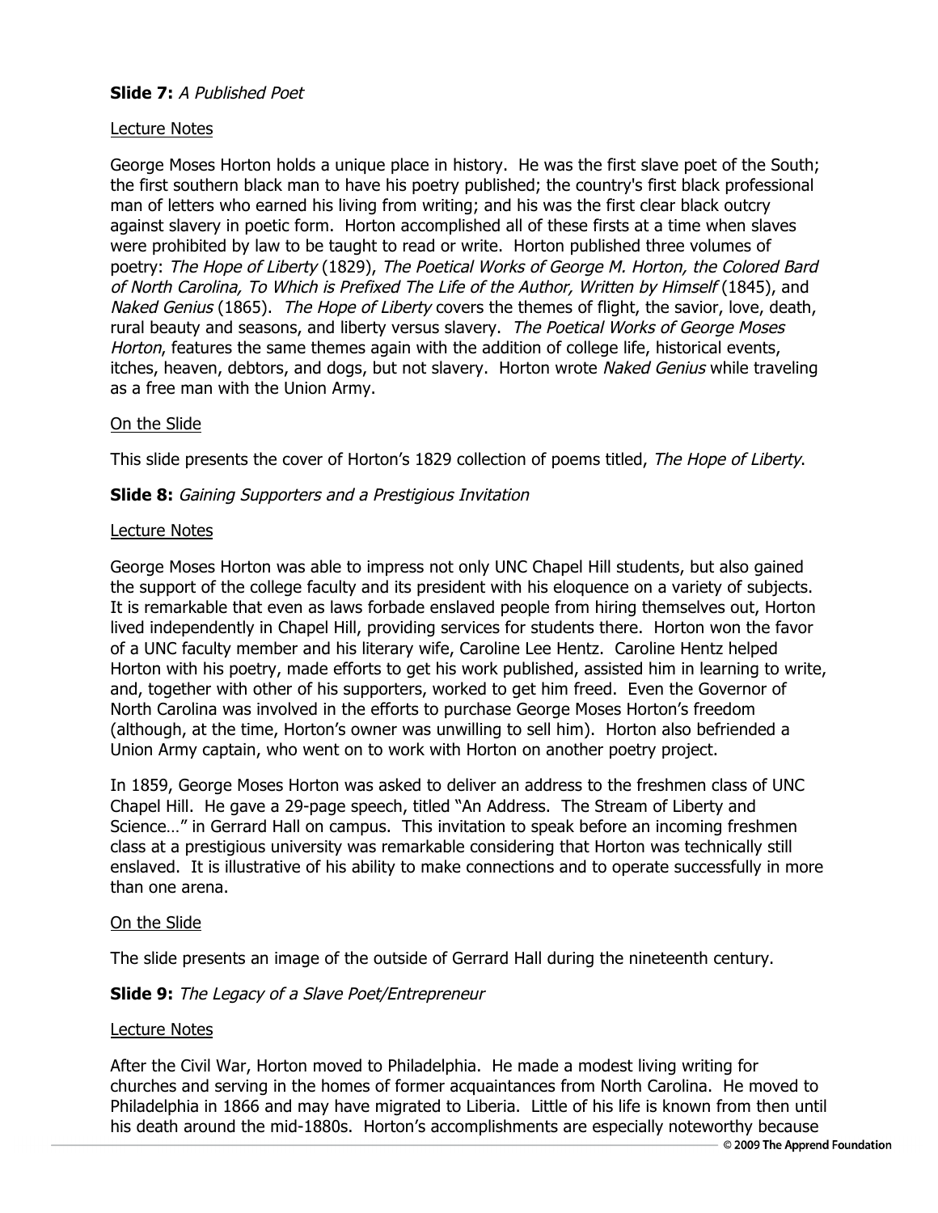**Slide 7:** *A Published Poet*

Lecture Notes

George Moses Horton holds a unique place in history. He was the first slave poet of the South; the first southern black man to have his poetry published; the country's first black professional man of letters who earned his living from writing; and his was the first clear black outcry against slavery in poetic form. Horton accomplished all of these firsts at a time when slaves were prohibited by law to be taught to read or write. Horton published three volumes of poetry: *The Hope of Liberty* (1829), *The Poetical Works of George M. Horton, the Colored Bard of North Carolina, To Which is Prefixed The Life of the Author, Written by Himself* (1845), and *Naked Genius* (1865). *The Hope of Liberty* covers the themes of flight, the savior, love, death, rural beauty and seasons, and liberty versus slavery. *The Poetical Works of George Moses Horton*, features the same themes again with the addition of college life, historical events, itches, heaven, debtors, and dogs, but not slavery. Horton wrote *Naked Genius* while traveling as a free man with the Union Army.

On the Slide

This slide presents the cover of Horton's 1829 collection of poems titled, *The Hope of Liberty*.

**Slide 8:** *Gaining Supporters and a Prestigious Invitation*

Lecture Notes

George Moses Horton was able to impress not only UNC Chapel Hill students, but also gained the support of the college faculty and its president with his eloquence on a variety of subjects. It is remarkable that even as laws forbade enslaved people from hiring themselves out, Horton lived independently in Chapel Hill, providing services for students there. Horton won the favor of a UNC faculty member and his literary wife, Caroline Lee Hentz. Caroline Hentz helped Horton with his poetry, made efforts to get his work published, assisted him in learning to write, and, together with other of his supporters, worked to get him freed. Even the Governor of North Carolina was involved in the efforts to purchase George Moses Horton's freedom (although, at the time, Horton's owner was unwilling to sell him). Horton also befriended a Union Army captain, who went on to work with Horton on another poetry project.

In 1859, George Moses Horton was asked to deliver an address to the freshmen class of UNC Chapel Hill. He gave a 29-page speech, titled "An Address. The Stream of Liberty and Science…" in Gerrard Hall on campus. This invitation to speak before an incoming freshmen class at a prestigious university was remarkable considering that Horton was technically still enslaved. It is illustrative of his ability to make connections and to operate successfully in more than one arena.

On the Slide

The slide presents an image of the outside of Gerrard Hall during the nineteenth century.

**Slide 9:** *The Legacy of a Slave Poet/Entrepreneur*

Lecture Notes

After the Civil War, Horton moved to Philadelphia. He made a modest living writing for churches and serving in the homes of former acquaintances from North Carolina. He moved to Philadelphia in 1866 and may have migrated to Liberia. Little of his life is known from then until his death around the mid-1880s. Horton's accomplishments are especially noteworthy because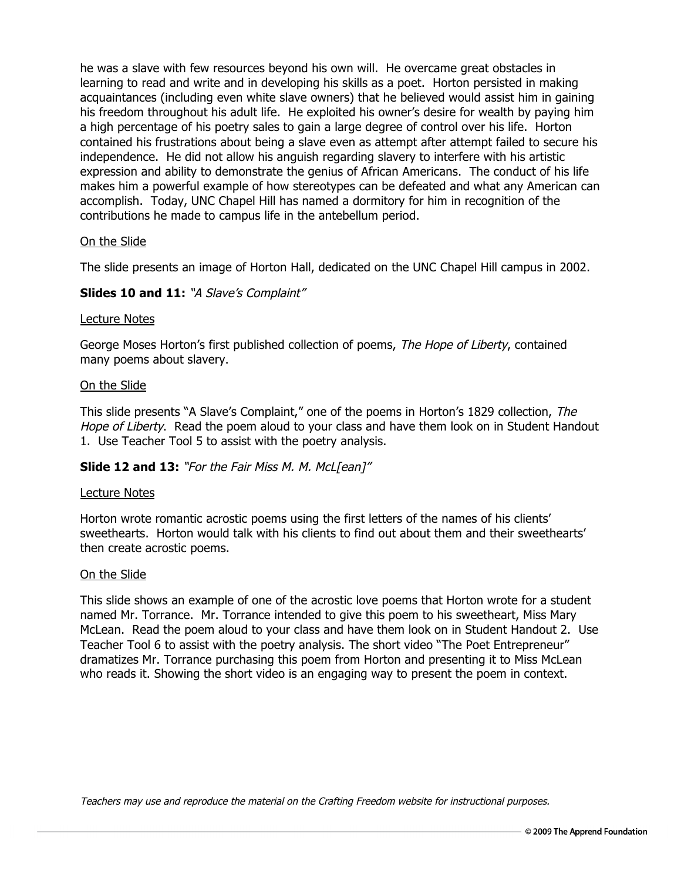he was a slave with few resources beyond his own will. He overcame great obstacles in learning to read and write and in developing his skills as a poet. Horton persisted in making acquaintances (including even white slave owners) that he believed would assist him in gaining his freedom throughout his adult life. He exploited his owner's desire for wealth by paying him a high percentage of his poetry sales to gain a large degree of control over his life. Horton contained his frustrations about being a slave even as attempt after attempt failed to secure his independence. He did not allow his anguish regarding slavery to interfere with his artistic expression and ability to demonstrate the genius of African Americans. The conduct of his life makes him a powerful example of how stereotypes can be defeated and what any American can accomplish. Today, UNC Chapel Hill has named a dormitory for him in recognition of the contributions he made to campus life in the antebellum period.

On the Slide

The slide presents an image of Horton Hall, dedicated on the UNC Chapel Hill campus in 2002.

**Slides 10 and 11:** *"A Slave's Complaint"*

Lecture Notes

George Moses Horton's first published collection of poems, *The Hope of Liberty*, contained many poems about slavery.

On the Slide

This slide presents "A Slave's Complaint," one of the poems in Horton's 1829 collection, *The Hope of Liberty*. Read the poem aloud to your class and have them look on in Student Handout 1. Use Teacher Tool 5 to assist with the poetry analysis.

**Slide 12 and 13:** *"For the Fair Miss M. M. McL[ean]"*

Lecture Notes

Horton wrote romantic acrostic poems using the first letters of the names of his clients' sweethearts. Horton would talk with his clients to find out about them and their sweethearts' then create acrostic poems.

On the Slide

This slide shows an example of one of the acrostic love poems that Horton wrote for a student named Mr. Torrance. Mr. Torrance intended to give this poem to his sweetheart, Miss Mary McLean. Read the poem aloud to your class and have them look on in Student Handout 2. Use Teacher Tool 6 to assist with the poetry analysis. The short video "The Poet Entrepreneur" dramatizes Mr. Torrance purchasing this poem from Horton and presenting it to Miss McLean who reads it. Showing the short video is an engaging way to present the poem in context.

*Teachers may use and reproduce the material on the Crafting Freedom website for instructional purposes.*

© 2009 The Apprend Foundation